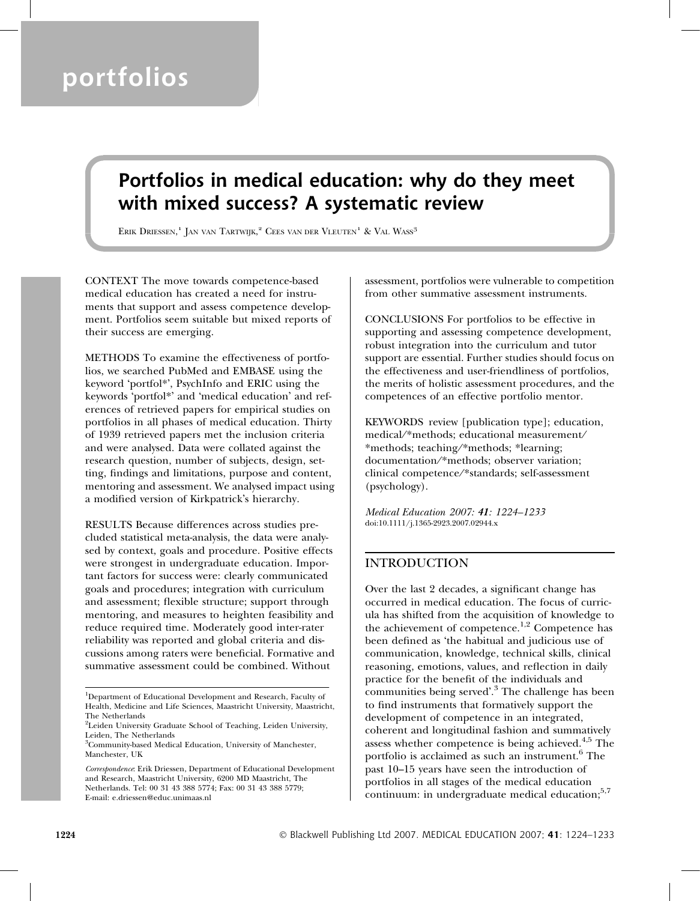# portfolios

# Portfolios in medical education: why do they meet with mixed success? A systematic review

Erik Driessen,[1] Jan van Tartwijk,[2] Cees van der Vleuten[1] & Val Wass[3]

CONTEXT The move towards competence-based medical education has created a need for instruments that support and assess competence development. Portfolios seem suitable but mixed reports of their success are emerging.

METHODS To examine the effectiveness of portfolios, we searched PubMed and EMBASE using the keyword 'portfol*', PsychInfo and ERIC using the keywords 'portfol*' and 'medical education' and references of retrieved papers for empirical studies on portfolios in all phases of medical education. Thirty of 1939 retrieved papers met the inclusion criteria and were analysed. Data were collated against the research question, number of subjects, design, setting, findings and limitations, purpose and content, mentoring and assessment. We analysed impact using a modified version of Kirkpatrick's hierarchy.

RESULTS Because differences across studies precluded statistical meta-analysis, the data were analysed by context, goals and procedure. Positive effects were strongest in undergraduate education. Important factors for success were: clearly communicated goals and procedures; integration with curriculum and assessment; flexible structure; support through mentoring, and measures to heighten feasibility and reduce required time. Moderately good inter-rater reliability was reported and global criteria and discussions among raters were beneficial. Formative and summative assessment could be combined. Without assessment, portfolios were vulnerable to competition from other summative assessment instruments.

CONCLUSIONS For portfolios to be effective in supporting and assessing competence development, robust integration into the curriculum and tutor support are essential. Further studies should focus on the effectiveness and user-friendliness of portfolios, the merits of holistic assessment procedures, and the competences of an effective portfolio mentor.

KEYWORDS review [publication type]; education, medical/*methods; educational measurement/*methods; teaching/*methods; *learning; documentation/*methods; observer variation; clinical competence/*standards; self-assessment (psychology).

*Medical Education 2007: **41**: 1224–1233*
doi:10.1111/j.1365-2923.2007.02944.x

[1]Department of Educational Development and Research, Faculty of Health, Medicine and Life Sciences, Maastricht University, Maastricht, The Netherlands
[2]Leiden University Graduate School of Teaching, Leiden University, Leiden, The Netherlands
[3]Community-based Medical Education, University of Manchester, Manchester, UK

*Correspondence*: Erik Driessen, Department of Educational Development and Research, Maastricht University, 6200 MD Maastricht, The Netherlands. Tel: 00 31 43 388 5774; Fax: 00 31 43 388 5779; E-mail: e.driessen@educ.unimaas.nl

## INTRODUCTION

Over the last 2 decades, a significant change has occurred in medical education. The focus of curricula has shifted from the acquisition of knowledge to the achievement of competence.[1,2] Competence has been defined as 'the habitual and judicious use of communication, knowledge, technical skills, clinical reasoning, emotions, values, and reflection in daily practice for the benefit of the individuals and communities being served'.[3] The challenge has been to find instruments that formatively support the development of competence in an integrated, coherent and longitudinal fashion and summatively assess whether competence is being achieved.[4,5] The portfolio is acclaimed as such an instrument.[6] The past 10–15 years have seen the introduction of portfolios in all stages of the medical education continuum: in undergraduate medical education;[5,7]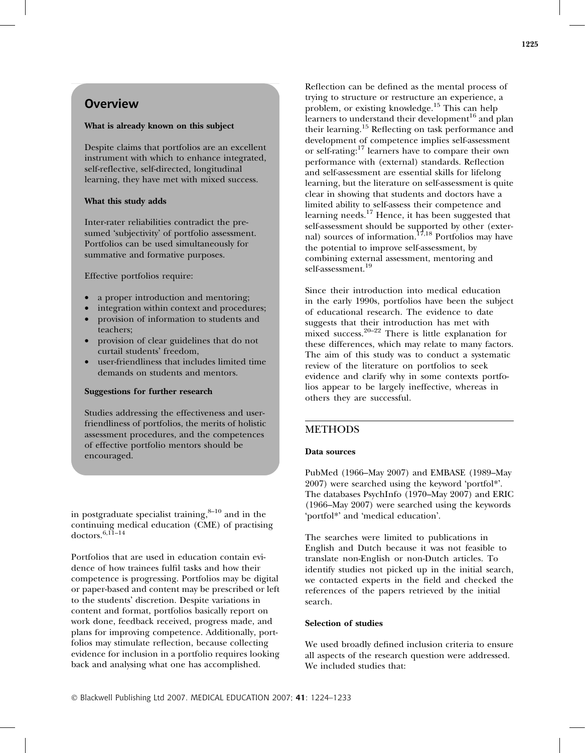## Overview

**What is already known on this subject**

Despite claims that portfolios are an excellent instrument with which to enhance integrated, self-reflective, self-directed, longitudinal learning, they have met with mixed success.

**What this study adds**

Inter-rater reliabilities contradict the presumed 'subjectivity' of portfolio assessment. Portfolios can be used simultaneously for summative and formative purposes.

Effective portfolios require:

- a proper introduction and mentoring;
- integration within context and procedures;
- provision of information to students and teachers;
- provision of clear guidelines that do not curtail students' freedom,
- user-friendliness that includes limited time demands on students and mentors.

**Suggestions for further research**

Studies addressing the effectiveness and user-friendliness of portfolios, the merits of holistic assessment procedures, and the competences of effective portfolio mentors should be encouraged.

in postgraduate specialist training,[8–10] and in the continuing medical education (CME) of practising doctors.[6,11–14]

Portfolios that are used in education contain evidence of how trainees fulfil tasks and how their competence is progressing. Portfolios may be digital or paper-based and content may be prescribed or left to the students' discretion. Despite variations in content and format, portfolios basically report on work done, feedback received, progress made, and plans for improving competence. Additionally, portfolios may stimulate reflection, because collecting evidence for inclusion in a portfolio requires looking back and analysing what one has accomplished.

Reflection can be defined as the mental process of trying to structure or restructure an experience, a problem, or existing knowledge.[15] This can help learners to understand their development[16] and plan their learning.[15] Reflecting on task performance and development of competence implies self-assessment or self-rating:[17] learners have to compare their own performance with (external) standards. Reflection and self-assessment are essential skills for lifelong learning, but the literature on self-assessment is quite clear in showing that students and doctors have a limited ability to self-assess their competence and learning needs.[17] Hence, it has been suggested that self-assessment should be supported by other (external) sources of information.[17,18] Portfolios may have the potential to improve self-assessment, by combining external assessment, mentoring and self-assessment.[19]

Since their introduction into medical education in the early 1990s, portfolios have been the subject of educational research. The evidence to date suggests that their introduction has met with mixed success.[20–22] There is little explanation for these differences, which may relate to many factors. The aim of this study was to conduct a systematic review of the literature on portfolios to seek evidence and clarify why in some contexts portfolios appear to be largely ineffective, whereas in others they are successful.

## METHODS

**Data sources**

PubMed (1966–May 2007) and EMBASE (1989–May 2007) were searched using the keyword 'portfol*'. The databases PsychInfo (1970–May 2007) and ERIC (1966–May 2007) were searched using the keywords 'portfol*' and 'medical education'.

The searches were limited to publications in English and Dutch because it was not feasible to translate non-English or non-Dutch articles. To identify studies not picked up in the initial search, we contacted experts in the field and checked the references of the papers retrieved by the initial search.

**Selection of studies**

We used broadly defined inclusion criteria to ensure all aspects of the research question were addressed. We included studies that: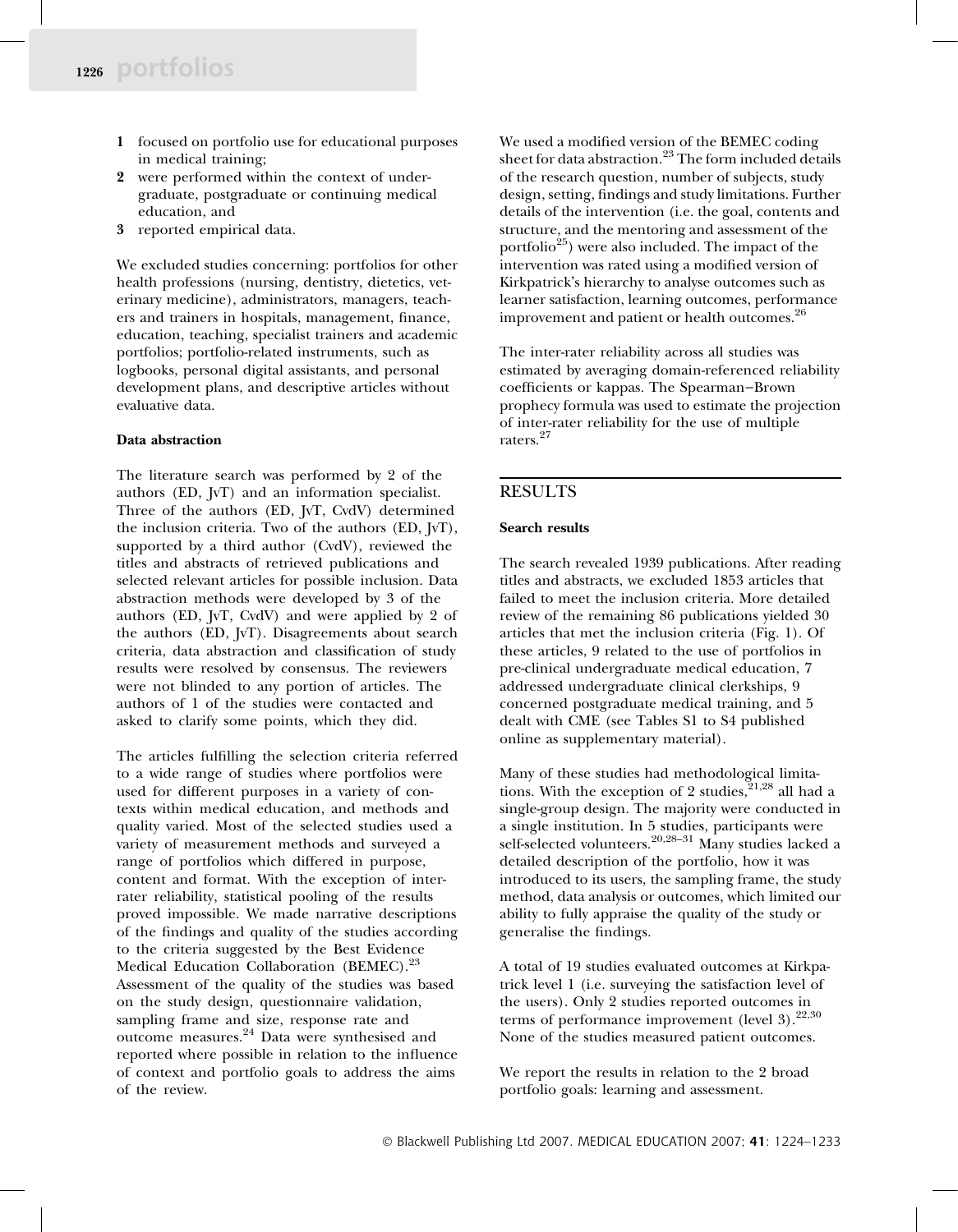1. focused on portfolio use for educational purposes in medical training;
2. were performed within the context of undergraduate, postgraduate or continuing medical education, and
3. reported empirical data.

We excluded studies concerning: portfolios for other health professions (nursing, dentistry, dietetics, veterinary medicine), administrators, managers, teachers and trainers in hospitals, management, finance, education, teaching, specialist trainers and academic portfolios; portfolio-related instruments, such as logbooks, personal digital assistants, and personal development plans, and descriptive articles without evaluative data.

### Data abstraction

The literature search was performed by 2 of the authors (ED, JvT) and an information specialist. Three of the authors (ED, JvT, CvdV) determined the inclusion criteria. Two of the authors (ED, JvT), supported by a third author (CvdV), reviewed the titles and abstracts of retrieved publications and selected relevant articles for possible inclusion. Data abstraction methods were developed by 3 of the authors (ED, JvT, CvdV) and were applied by 2 of the authors (ED, JvT). Disagreements about search criteria, data abstraction and classification of study results were resolved by consensus. The reviewers were not blinded to any portion of articles. The authors of 1 of the studies were contacted and asked to clarify some points, which they did.

The articles fulfilling the selection criteria referred to a wide range of studies where portfolios were used for different purposes in a variety of contexts within medical education, and methods and quality varied. Most of the selected studies used a variety of measurement methods and surveyed a range of portfolios which differed in purpose, content and format. With the exception of inter-rater reliability, statistical pooling of the results proved impossible. We made narrative descriptions of the findings and quality of the studies according to the criteria suggested by the Best Evidence Medical Education Collaboration (BEMEC).[23] Assessment of the quality of the studies was based on the study design, questionnaire validation, sampling frame and size, response rate and outcome measures.[24] Data were synthesised and reported where possible in relation to the influence of context and portfolio goals to address the aims of the review.

We used a modified version of the BEMEC coding sheet for data abstraction.[23] The form included details of the research question, number of subjects, study design, setting, findings and study limitations. Further details of the intervention (i.e. the goal, contents and structure, and the mentoring and assessment of the portfolio[25]) were also included. The impact of the intervention was rated using a modified version of Kirkpatrick's hierarchy to analyse outcomes such as learner satisfaction, learning outcomes, performance improvement and patient or health outcomes.[26]

The inter-rater reliability across all studies was estimated by averaging domain-referenced reliability coefficients or kappas. The Spearman–Brown prophecy formula was used to estimate the projection of inter-rater reliability for the use of multiple raters.[27]

## RESULTS

### Search results

The search revealed 1939 publications. After reading titles and abstracts, we excluded 1853 articles that failed to meet the inclusion criteria. More detailed review of the remaining 86 publications yielded 30 articles that met the inclusion criteria (Fig. 1). Of these articles, 9 related to the use of portfolios in pre-clinical undergraduate medical education, 7 addressed undergraduate clinical clerkships, 9 concerned postgraduate medical training, and 5 dealt with CME (see Tables S1 to S4 published online as supplementary material).

Many of these studies had methodological limitations. With the exception of 2 studies,[21,28] all had a single-group design. The majority were conducted in a single institution. In 5 studies, participants were self-selected volunteers.[20,28–31] Many studies lacked a detailed description of the portfolio, how it was introduced to its users, the sampling frame, the study method, data analysis or outcomes, which limited our ability to fully appraise the quality of the study or generalise the findings.

A total of 19 studies evaluated outcomes at Kirkpatrick level 1 (i.e. surveying the satisfaction level of the users). Only 2 studies reported outcomes in terms of performance improvement (level 3).[22,30] None of the studies measured patient outcomes.

We report the results in relation to the 2 broad portfolio goals: learning and assessment.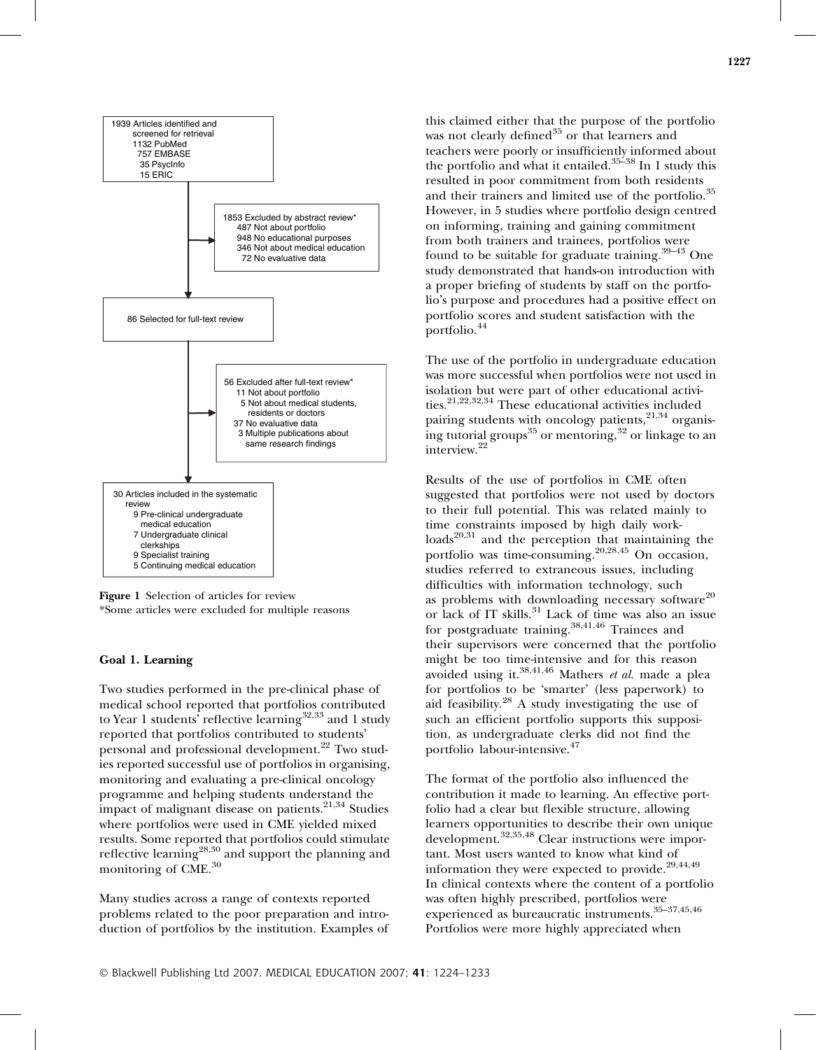1939 Articles identified and screened for retrieval
- 1132 PubMed
- 757 EMBASE
- 35 PsycInfo
- 15 ERIC

1853 Excluded by abstract review*
- 487 Not about portfolio
- 948 No educational purposes
- 346 Not about medical education
- 72 No evaluative data

86 Selected for full-text review

56 Excluded after full-text review*
- 11 Not about portfolio
- 5 Not about medical students, residents or doctors
- 37 No evaluative data
- 3 Multiple publications about same research findings

30 Articles included in the systematic review
- 9 Pre-clinical undergraduate medical education
- 7 Undergraduate clinical clerkships
- 9 Specialist training
- 5 Continuing medical education

**Figure 1** Selection of articles for review
*Some articles were excluded for multiple reasons

#### Goal 1. Learning

Two studies performed in the pre-clinical phase of medical school reported that portfolios contributed to Year 1 students' reflective learning[32,33] and 1 study reported that portfolios contributed to students' personal and professional development.[22] Two studies reported successful use of portfolios in organising, monitoring and evaluating a pre-clinical oncology programme and helping students understand the impact of malignant disease on patients.[21,34] Studies where portfolios were used in CME yielded mixed results. Some reported that portfolios could stimulate reflective learning[28,30] and support the planning and monitoring of CME.[30]

Many studies across a range of contexts reported problems related to the poor preparation and introduction of portfolios by the institution. Examples of this claimed either that the purpose of the portfolio was not clearly defined[35] or that learners and teachers were poorly or insufficiently informed about the portfolio and what it entailed.[35–38] In 1 study this resulted in poor commitment from both residents and their trainers and limited use of the portfolio.[35] However, in 5 studies where portfolio design centred on informing, training and gaining commitment from both trainers and trainees, portfolios were found to be suitable for graduate training.[39–43] One study demonstrated that hands-on introduction with a proper briefing of students by staff on the portfolio's purpose and procedures had a positive effect on portfolio scores and student satisfaction with the portfolio.[44]

The use of the portfolio in undergraduate education was more successful when portfolios were not used in isolation but were part of other educational activities.[21,22,32,34] These educational activities included pairing students with oncology patients,[21,34] organising tutorial groups[35] or mentoring,[32] or linkage to an interview.[22]

Results of the use of portfolios in CME often suggested that portfolios were not used by doctors to their full potential. This was related mainly to time constraints imposed by high daily workloads[20,31] and the perception that maintaining the portfolio was time-consuming.[20,28,45] On occasion, studies referred to extraneous issues, including difficulties with information technology, such as problems with downloading necessary software[20] or lack of IT skills.[31] Lack of time was also an issue for postgraduate training.[38,41,46] Trainees and their supervisors were concerned that the portfolio might be too time-intensive and for this reason avoided using it.[38,41,46] Mathers *et al.* made a plea for portfolios to be 'smarter' (less paperwork) to aid feasibility.[28] A study investigating the use of such an efficient portfolio supports this supposition, as undergraduate clerks did not find the portfolio labour-intensive.[47]

The format of the portfolio also influenced the contribution it made to learning. An effective portfolio had a clear but flexible structure, allowing learners opportunities to describe their own unique development.[32,35,48] Clear instructions were important. Most users wanted to know what kind of information they were expected to provide.[29,44,49] In clinical contexts where the content of a portfolio was often highly prescribed, portfolios were experienced as bureaucratic instruments.[35–37,45,46] Portfolios were more highly appreciated when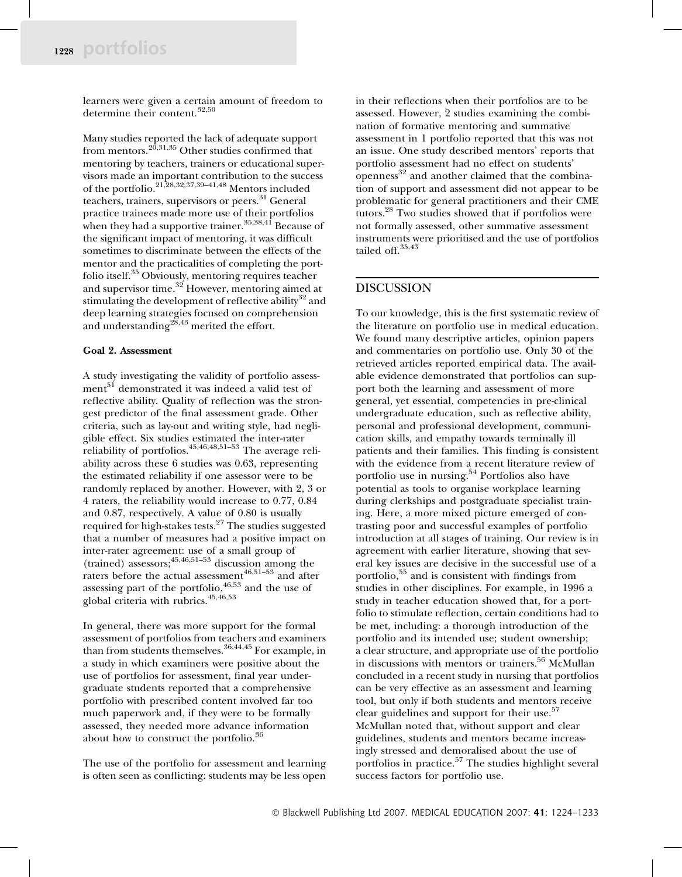learners were given a certain amount of freedom to determine their content.[32,50]

Many studies reported the lack of adequate support from mentors.[20,31,35] Other studies confirmed that mentoring by teachers, trainers or educational supervisors made an important contribution to the success of the portfolio.[21,28,32,37,39–41,48] Mentors included teachers, trainers, supervisors or peers.[31] General practice trainees made more use of their portfolios when they had a supportive trainer.[35,38,41] Because of the significant impact of mentoring, it was difficult sometimes to discriminate between the effects of the mentor and the practicalities of completing the portfolio itself.[35] Obviously, mentoring requires teacher and supervisor time.[32] However, mentoring aimed at stimulating the development of reflective ability[32] and deep learning strategies focused on comprehension and understanding[28,43] merited the effort.

#### Goal 2. Assessment

A study investigating the validity of portfolio assessment[51] demonstrated it was indeed a valid test of reflective ability. Quality of reflection was the strongest predictor of the final assessment grade. Other criteria, such as lay-out and writing style, had negligible effect. Six studies estimated the inter-rater reliability of portfolios.[45,46,48,51–53] The average reliability across these 6 studies was 0.63, representing the estimated reliability if one assessor were to be randomly replaced by another. However, with 2, 3 or 4 raters, the reliability would increase to 0.77, 0.84 and 0.87, respectively. A value of 0.80 is usually required for high-stakes tests.[27] The studies suggested that a number of measures had a positive impact on inter-rater agreement: use of a small group of (trained) assessors;[45,46,51–53] discussion among the raters before the actual assessment[46,51–53] and after assessing part of the portfolio,[46,53] and the use of global criteria with rubrics.[45,46,53]

In general, there was more support for the formal assessment of portfolios from teachers and examiners than from students themselves.[36,44,45] For example, in a study in which examiners were positive about the use of portfolios for assessment, final year undergraduate students reported that a comprehensive portfolio with prescribed content involved far too much paperwork and, if they were to be formally assessed, they needed more advance information about how to construct the portfolio.[36]

The use of the portfolio for assessment and learning is often seen as conflicting: students may be less open in their reflections when their portfolios are to be assessed. However, 2 studies examining the combination of formative mentoring and summative assessment in 1 portfolio reported that this was not an issue. One study described mentors' reports that portfolio assessment had no effect on students' openness[32] and another claimed that the combination of support and assessment did not appear to be problematic for general practitioners and their CME tutors.[28] Two studies showed that if portfolios were not formally assessed, other summative assessment instruments were prioritised and the use of portfolios tailed off.[35,43]

## DISCUSSION

To our knowledge, this is the first systematic review of the literature on portfolio use in medical education. We found many descriptive articles, opinion papers and commentaries on portfolio use. Only 30 of the retrieved articles reported empirical data. The available evidence demonstrated that portfolios can support both the learning and assessment of more general, yet essential, competencies in pre-clinical undergraduate education, such as reflective ability, personal and professional development, communication skills, and empathy towards terminally ill patients and their families. This finding is consistent with the evidence from a recent literature review of portfolio use in nursing.[54] Portfolios also have potential as tools to organise workplace learning during clerkships and postgraduate specialist training. Here, a more mixed picture emerged of contrasting poor and successful examples of portfolio introduction at all stages of training. Our review is in agreement with earlier literature, showing that several key issues are decisive in the successful use of a portfolio,[55] and is consistent with findings from studies in other disciplines. For example, in 1996 a study in teacher education showed that, for a portfolio to stimulate reflection, certain conditions had to be met, including: a thorough introduction of the portfolio and its intended use; student ownership; a clear structure, and appropriate use of the portfolio in discussions with mentors or trainers.[56] McMullan concluded in a recent study in nursing that portfolios can be very effective as an assessment and learning tool, but only if both students and mentors receive clear guidelines and support for their use.[57] McMullan noted that, without support and clear guidelines, students and mentors became increasingly stressed and demoralised about the use of portfolios in practice.[57] The studies highlight several success factors for portfolio use.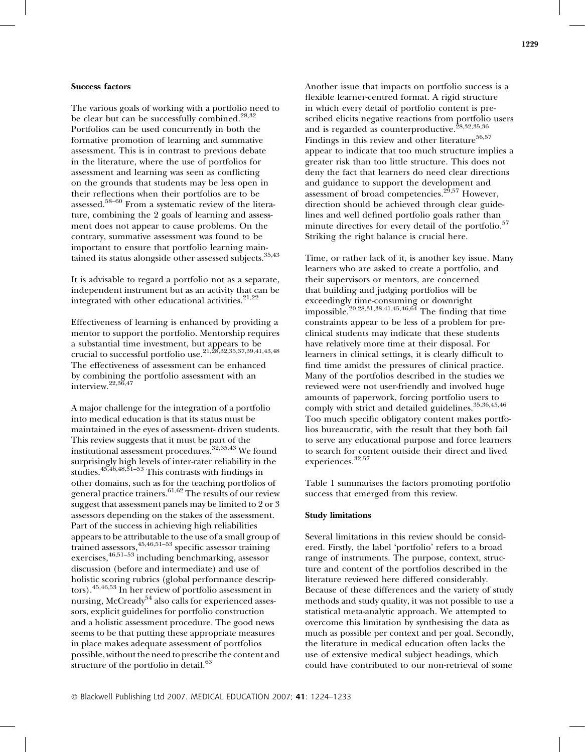### Success factors

The various goals of working with a portfolio need to be clear but can be successfully combined.[28,32] Portfolios can be used concurrently in both the formative promotion of learning and summative assessment. This is in contrast to previous debate in the literature, where the use of portfolios for assessment and learning was seen as conflicting on the grounds that students may be less open in their reflections when their portfolios are to be assessed.[58–60] From a systematic review of the literature, combining the 2 goals of learning and assessment does not appear to cause problems. On the contrary, summative assessment was found to be important to ensure that portfolio learning maintained its status alongside other assessed subjects.[35,43]

It is advisable to regard a portfolio not as a separate, independent instrument but as an activity that can be integrated with other educational activities.[21,22]

Effectiveness of learning is enhanced by providing a mentor to support the portfolio. Mentorship requires a substantial time investment, but appears to be crucial to successful portfolio use.[21,28,32,35,37,39,41,43,48] The effectiveness of assessment can be enhanced by combining the portfolio assessment with an interview.[22,36,47]

A major challenge for the integration of a portfolio into medical education is that its status must be maintained in the eyes of assessment- driven students. This review suggests that it must be part of the institutional assessment procedures.[32,35,43] We found surprisingly high levels of inter-rater reliability in the studies.[45,46,48,51–53] This contrasts with findings in other domains, such as for the teaching portfolios of general practice trainers.[61,62] The results of our review suggest that assessment panels may be limited to 2 or 3 assessors depending on the stakes of the assessment. Part of the success in achieving high reliabilities appears to be attributable to the use of a small group of trained assessors,[45,46,51–53] specific assessor training exercises,[46,51–53] including benchmarking, assessor discussion (before and intermediate) and use of holistic scoring rubrics (global performance descriptors).[45,46,53] In her review of portfolio assessment in nursing, McCready[54] also calls for experienced assessors, explicit guidelines for portfolio construction and a holistic assessment procedure. The good news seems to be that putting these appropriate measures in place makes adequate assessment of portfolios possible, without the need to prescribe the content and structure of the portfolio in detail.[63]

Another issue that impacts on portfolio success is a flexible learner-centred format. A rigid structure in which every detail of portfolio content is prescribed elicits negative reactions from portfolio users and is regarded as counterproductive.[28,32,35,36] Findings in this review and other literature[56,57] appear to indicate that too much structure implies a greater risk than too little structure. This does not deny the fact that learners do need clear directions and guidance to support the development and assessment of broad competencies.[29,57] However, direction should be achieved through clear guidelines and well defined portfolio goals rather than minute directives for every detail of the portfolio.[57] Striking the right balance is crucial here.

Time, or rather lack of it, is another key issue. Many learners who are asked to create a portfolio, and their supervisors or mentors, are concerned that building and judging portfolios will be exceedingly time-consuming or downright impossible.[20,28,31,38,41,45,46,64] The finding that time constraints appear to be less of a problem for preclinical students may indicate that these students have relatively more time at their disposal. For learners in clinical settings, it is clearly difficult to find time amidst the pressures of clinical practice. Many of the portfolios described in the studies we reviewed were not user-friendly and involved huge amounts of paperwork, forcing portfolio users to comply with strict and detailed guidelines.[35,36,45,46] Too much specific obligatory content makes portfolios bureaucratic, with the result that they both fail to serve any educational purpose and force learners to search for content outside their direct and lived experiences.[32,57]

Table 1 summarises the factors promoting portfolio success that emerged from this review.

### Study limitations

Several limitations in this review should be considered. Firstly, the label 'portfolio' refers to a broad range of instruments. The purpose, context, structure and content of the portfolios described in the literature reviewed here differed considerably. Because of these differences and the variety of study methods and study quality, it was not possible to use a statistical meta-analytic approach. We attempted to overcome this limitation by synthesising the data as much as possible per context and per goal. Secondly, the literature in medical education often lacks the use of extensive medical subject headings, which could have contributed to our non-retrieval of some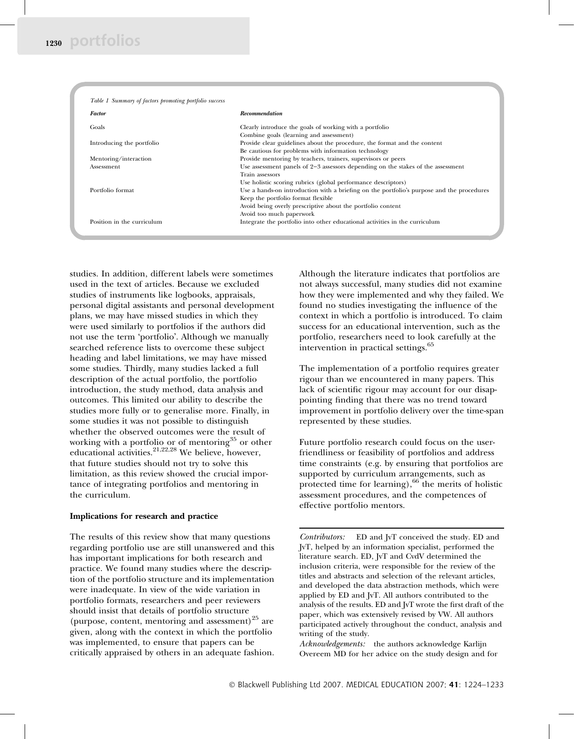*Table 1 Summary of factors promoting portfolio success*

| *Factor* | *Recommendation* |
|---|---|
| Goals | Clearly introduce the goals of working with a portfolio |
| | Combine goals (learning and assessment) |
| Introducing the portfolio | Provide clear guidelines about the procedure, the format and the content |
| | Be cautious for problems with information technology |
| Mentoring/interaction | Provide mentoring by teachers, trainers, supervisors or peers |
| Assessment | Use assessment panels of 2–3 assessors depending on the stakes of the assessment |
| | Train assessors |
| | Use holistic scoring rubrics (global performance descriptors) |
| Portfolio format | Use a hands-on introduction with a briefing on the portfolio's purpose and the procedures |
| | Keep the portfolio format flexible |
| | Avoid being overly prescriptive about the portfolio content |
| | Avoid too much paperwork |
| Position in the curriculum | Integrate the portfolio into other educational activities in the curriculum |

studies. In addition, different labels were sometimes used in the text of articles. Because we excluded studies of instruments like logbooks, appraisals, personal digital assistants and personal development plans, we may have missed studies in which they were used similarly to portfolios if the authors did not use the term 'portfolio'. Although we manually searched reference lists to overcome these subject heading and label limitations, we may have missed some studies. Thirdly, many studies lacked a full description of the actual portfolio, the portfolio introduction, the study method, data analysis and outcomes. This limited our ability to describe the studies more fully or to generalise more. Finally, in some studies it was not possible to distinguish whether the observed outcomes were the result of working with a portfolio or of mentoring[35] or other educational activities.[21,22,28] We believe, however, that future studies should not try to solve this limitation, as this review showed the crucial importance of integrating portfolios and mentoring in the curriculum.

### Implications for research and practice

The results of this review show that many questions regarding portfolio use are still unanswered and this has important implications for both research and practice. We found many studies where the description of the portfolio structure and its implementation were inadequate. In view of the wide variation in portfolio formats, researchers and peer reviewers should insist that details of portfolio structure (purpose, content, mentoring and assessment)[25] are given, along with the context in which the portfolio was implemented, to ensure that papers can be critically appraised by others in an adequate fashion.

Although the literature indicates that portfolios are not always successful, many studies did not examine how they were implemented and why they failed. We found no studies investigating the influence of the context in which a portfolio is introduced. To claim success for an educational intervention, such as the portfolio, researchers need to look carefully at the intervention in practical settings.[65]

The implementation of a portfolio requires greater rigour than we encountered in many papers. This lack of scientific rigour may account for our disappointing finding that there was no trend toward improvement in portfolio delivery over the time-span represented by these studies.

Future portfolio research could focus on the user-friendliness or feasibility of portfolios and address time constraints (e.g. by ensuring that portfolios are supported by curriculum arrangements, such as protected time for learning),[66] the merits of holistic assessment procedures, and the competences of effective portfolio mentors.

*Contributors:* ED and JvT conceived the study. ED and JvT, helped by an information specialist, performed the literature search. ED, JvT and CvdV determined the inclusion criteria, were responsible for the review of the titles and abstracts and selection of the relevant articles, and developed the data abstraction methods, which were applied by ED and JvT. All authors contributed to the analysis of the results. ED and JvT wrote the first draft of the paper, which was extensively revised by VW. All authors participated actively throughout the conduct, analysis and writing of the study.

*Acknowledgements:* the authors acknowledge Karlijn Overeem MD for her advice on the study design and for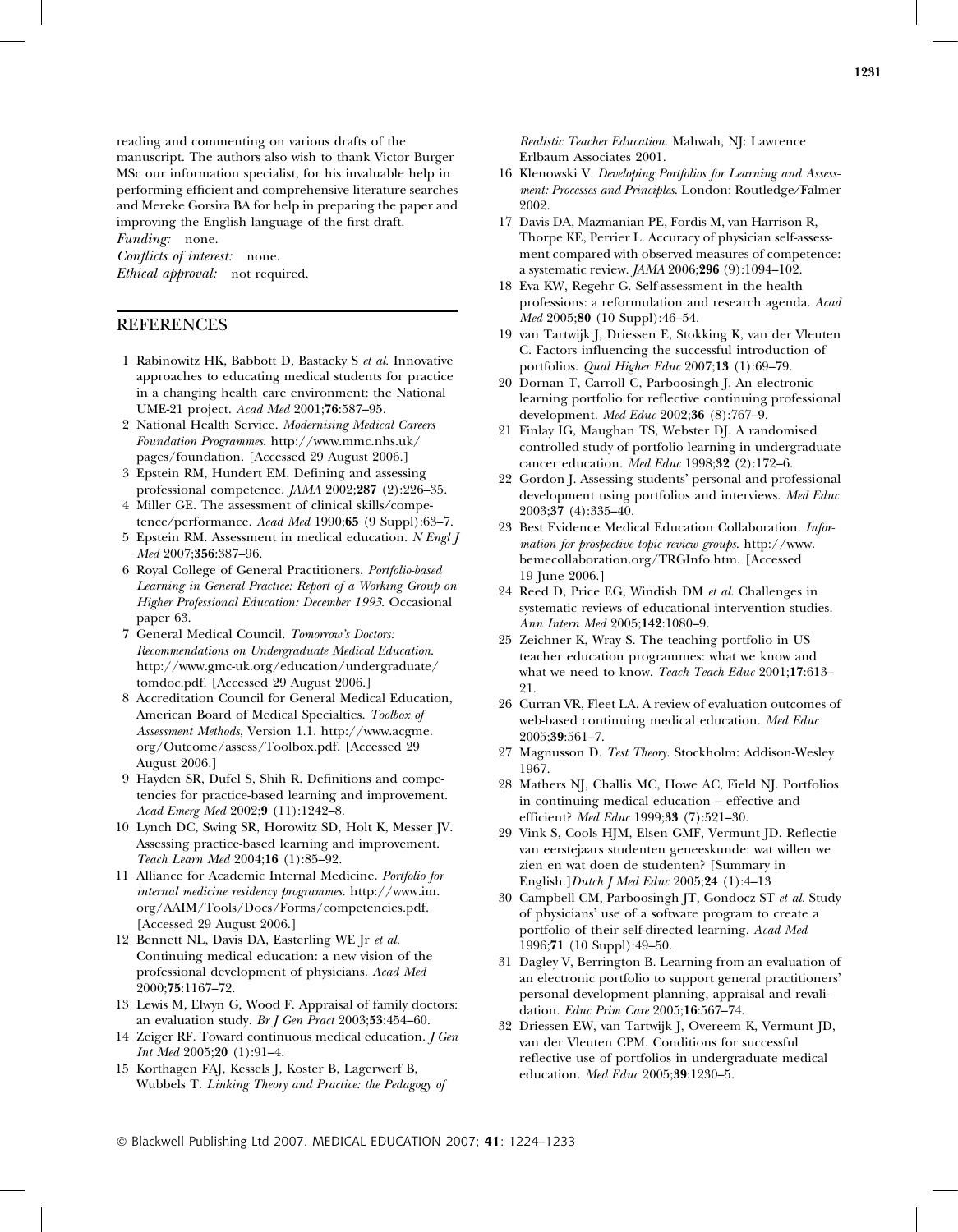reading and commenting on various drafts of the manuscript. The authors also wish to thank Victor Burger MSc our information specialist, for his invaluable help in performing efficient and comprehensive literature searches and Mereke Gorsira BA for help in preparing the paper and improving the English language of the first draft.

*Funding:* none.

*Conflicts of interest:* none.

*Ethical approval:* not required.

## REFERENCES

1. Rabinowitz HK, Babbott D, Bastacky S *et al*. Innovative approaches to educating medical students for practice in a changing health care environment: the National UME-21 project. *Acad Med* 2001;**76**:587–95.
2. National Health Service. *Modernising Medical Careers Foundation Programmes*. http://www.mmc.nhs.uk/pages/foundation. [Accessed 29 August 2006.]
3. Epstein RM, Hundert EM. Defining and assessing professional competence. *JAMA* 2002;**287** (2):226–35.
4. Miller GE. The assessment of clinical skills/competence/performance. *Acad Med* 1990;**65** (9 Suppl):63–7.
5. Epstein RM. Assessment in medical education. *N Engl J Med* 2007;**356**:387–96.
6. Royal College of General Practitioners. *Portfolio-based Learning in General Practice: Report of a Working Group on Higher Professional Education: December 1993*. Occasional paper 63.
7. General Medical Council. *Tomorrow's Doctors: Recommendations on Undergraduate Medical Education*. http://www.gmc-uk.org/education/undergraduate/tomdoc.pdf. [Accessed 29 August 2006.]
8. Accreditation Council for General Medical Education, American Board of Medical Specialties. *Toolbox of Assessment Methods*, Version 1.1. http://www.acgme.org/Outcome/assess/Toolbox.pdf. [Accessed 29 August 2006.]
9. Hayden SR, Dufel S, Shih R. Definitions and competencies for practice-based learning and improvement. *Acad Emerg Med* 2002;**9** (11):1242–8.
10. Lynch DC, Swing SR, Horowitz SD, Holt K, Messer JV. Assessing practice-based learning and improvement. *Teach Learn Med* 2004;**16** (1):85–92.
11. Alliance for Academic Internal Medicine. *Portfolio for internal medicine residency programmes*. http://www.im.org/AAIM/Tools/Docs/Forms/competencies.pdf. [Accessed 29 August 2006.]
12. Bennett NL, Davis DA, Easterling WE Jr *et al*. Continuing medical education: a new vision of the professional development of physicians. *Acad Med* 2000;**75**:1167–72.
13. Lewis M, Elwyn G, Wood F. Appraisal of family doctors: an evaluation study. *Br J Gen Pract* 2003;**53**:454–60.
14. Zeiger RF. Toward continuous medical education. *J Gen Int Med* 2005;**20** (1):91–4.
15. Korthagen FAJ, Kessels J, Koster B, Lagerwerf B, Wubbels T. *Linking Theory and Practice: the Pedagogy of Realistic Teacher Education*. Mahwah, NJ: Lawrence Erlbaum Associates 2001.
16. Klenowski V. *Developing Portfolios for Learning and Assessment: Processes and Principles*. London: Routledge/Falmer 2002.
17. Davis DA, Mazmanian PE, Fordis M, van Harrison R, Thorpe KE, Perrier L. Accuracy of physician self-assessment compared with observed measures of competence: a systematic review. *JAMA* 2006;**296** (9):1094–102.
18. Eva KW, Regehr G. Self-assessment in the health professions: a reformulation and research agenda. *Acad Med* 2005;**80** (10 Suppl):46–54.
19. van Tartwijk J, Driessen E, Stokking K, van der Vleuten C. Factors influencing the successful introduction of portfolios. *Qual Higher Educ* 2007;**13** (1):69–79.
20. Dornan T, Carroll C, Parboosingh J. An electronic learning portfolio for reflective continuing professional development. *Med Educ* 2002;**36** (8):767–9.
21. Finlay IG, Maughan TS, Webster DJ. A randomised controlled study of portfolio learning in undergraduate cancer education. *Med Educ* 1998;**32** (2):172–6.
22. Gordon J. Assessing students' personal and professional development using portfolios and interviews. *Med Educ* 2003;**37** (4):335–40.
23. Best Evidence Medical Education Collaboration. *Information for prospective topic review groups*. http://www.bemecollaboration.org/TRGInfo.htm. [Accessed 19 June 2006.]
24. Reed D, Price EG, Windish DM *et al*. Challenges in systematic reviews of educational intervention studies. *Ann Intern Med* 2005;**142**:1080–9.
25. Zeichner K, Wray S. The teaching portfolio in US teacher education programmes: what we know and what we need to know. *Teach Teach Educ* 2001;**17**:613–21.
26. Curran VR, Fleet LA. A review of evaluation outcomes of web-based continuing medical education. *Med Educ* 2005;**39**:561–7.
27. Magnusson D. *Test Theory*. Stockholm: Addison-Wesley 1967.
28. Mathers NJ, Challis MC, Howe AC, Field NJ. Portfolios in continuing medical education – effective and efficient? *Med Educ* 1999;**33** (7):521–30.
29. Vink S, Cools HJM, Elsen GMF, Vermunt JD. Reflectie van eerstejaars studenten geneeskunde: wat willen we zien en wat doen de studenten? [Summary in English.]*Dutch J Med Educ* 2005;**24** (1):4–13
30. Campbell CM, Parboosingh JT, Gondocz ST *et al*. Study of physicians' use of a software program to create a portfolio of their self-directed learning. *Acad Med* 1996;**71** (10 Suppl):49–50.
31. Dagley V, Berrington B. Learning from an evaluation of an electronic portfolio to support general practitioners' personal development planning, appraisal and revalidation. *Educ Prim Care* 2005;**16**:567–74.
32. Driessen EW, van Tartwijk J, Overeem K, Vermunt JD, van der Vleuten CPM. Conditions for successful reflective use of portfolios in undergraduate medical education. *Med Educ* 2005;**39**:1230–5.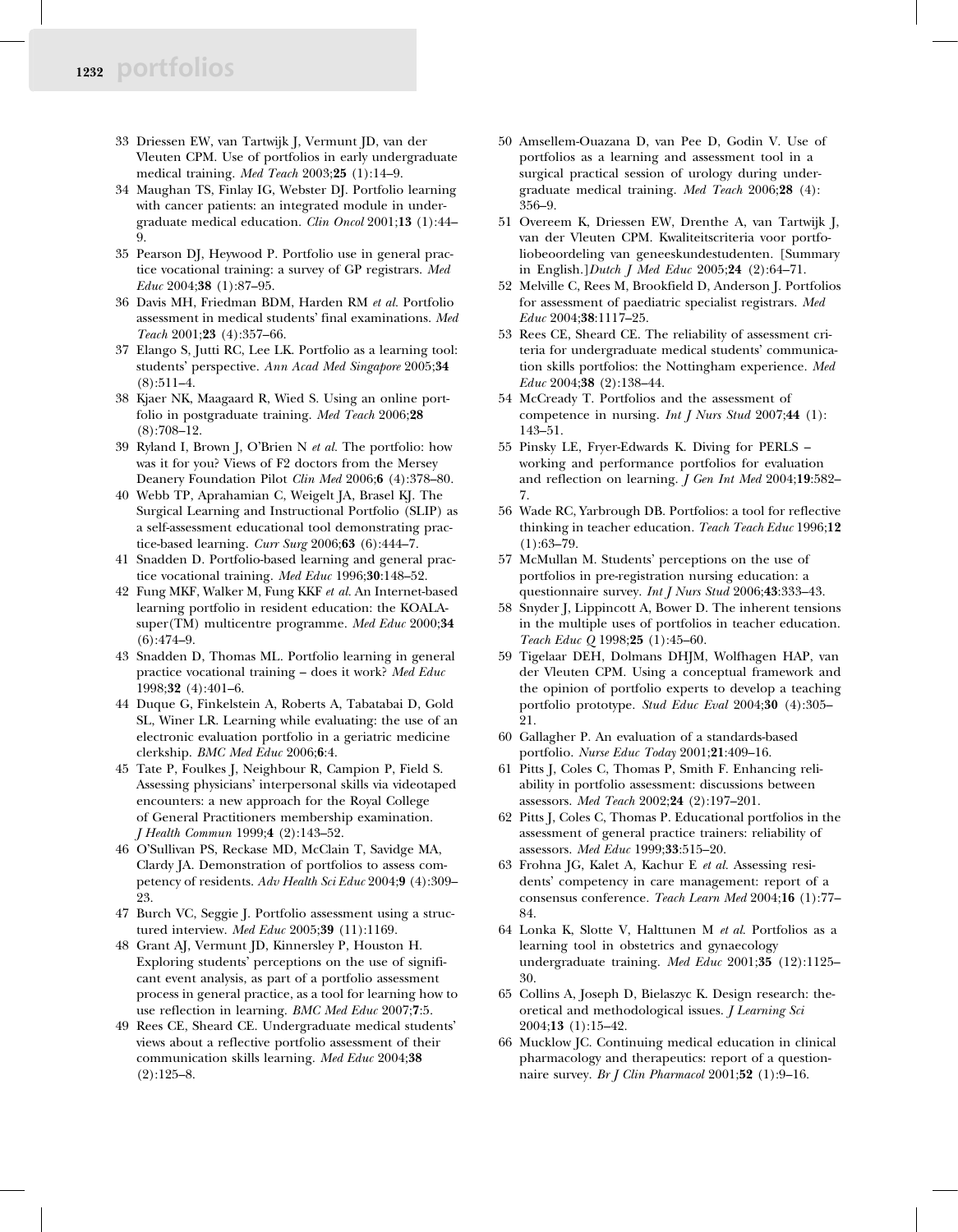33 Driessen EW, van Tartwijk J, Vermunt JD, van der Vleuten CPM. Use of portfolios in early undergraduate medical training. *Med Teach* 2003;**25** (1):14–9.

34 Maughan TS, Finlay IG, Webster DJ. Portfolio learning with cancer patients: an integrated module in undergraduate medical education. *Clin Oncol* 2001;**13** (1):44–9.

35 Pearson DJ, Heywood P. Portfolio use in general practice vocational training: a survey of GP registrars. *Med Educ* 2004;**38** (1):87–95.

36 Davis MH, Friedman BDM, Harden RM *et al*. Portfolio assessment in medical students' final examinations. *Med Teach* 2001;**23** (4):357–66.

37 Elango S, Jutti RC, Lee LK. Portfolio as a learning tool: students' perspective. *Ann Acad Med Singapore* 2005;**34** (8):511–4.

38 Kjaer NK, Maagaard R, Wied S. Using an online portfolio in postgraduate training. *Med Teach* 2006;**28** (8):708–12.

39 Ryland I, Brown J, O'Brien N *et al*. The portfolio: how was it for you? Views of F2 doctors from the Mersey Deanery Foundation Pilot *Clin Med* 2006;**6** (4):378–80.

40 Webb TP, Aprahamian C, Weigelt JA, Brasel KJ. The Surgical Learning and Instructional Portfolio (SLIP) as a self-assessment educational tool demonstrating practice-based learning. *Curr Surg* 2006;**63** (6):444–7.

41 Snadden D. Portfolio-based learning and general practice vocational training. *Med Educ* 1996;**30**:148–52.

42 Fung MKF, Walker M, Fung KKF *et al*. An Internet-based learning portfolio in resident education: the KOALA-super(TM) multicentre programme. *Med Educ* 2000;**34** (6):474–9.

43 Snadden D, Thomas ML. Portfolio learning in general practice vocational training – does it work? *Med Educ* 1998;**32** (4):401–6.

44 Duque G, Finkelstein A, Roberts A, Tabatabai D, Gold SL, Winer LR. Learning while evaluating: the use of an electronic evaluation portfolio in a geriatric medicine clerkship. *BMC Med Educ* 2006;**6**:4.

45 Tate P, Foulkes J, Neighbour R, Campion P, Field S. Assessing physicians' interpersonal skills via videotaped encounters: a new approach for the Royal College of General Practitioners membership examination. *J Health Commun* 1999;**4** (2):143–52.

46 O'Sullivan PS, Reckase MD, McClain T, Savidge MA, Clardy JA. Demonstration of portfolios to assess competency of residents. *Adv Health Sci Educ* 2004;**9** (4):309–23.

47 Burch VC, Seggie J. Portfolio assessment using a structured interview. *Med Educ* 2005;**39** (11):1169.

48 Grant AJ, Vermunt JD, Kinnersley P, Houston H. Exploring students' perceptions on the use of significant event analysis, as part of a portfolio assessment process in general practice, as a tool for learning how to use reflection in learning. *BMC Med Educ* 2007;**7**:5.

49 Rees CE, Sheard CE. Undergraduate medical students' views about a reflective portfolio assessment of their communication skills learning. *Med Educ* 2004;**38** (2):125–8.

50 Amsellem-Ouazana D, van Pee D, Godin V. Use of portfolios as a learning and assessment tool in a surgical practical session of urology during undergraduate medical training. *Med Teach* 2006;**28** (4): 356–9.

51 Overeem K, Driessen EW, Drenthe A, van Tartwijk J, van der Vleuten CPM. Kwaliteitscriteria voor portfoliobeoordeling van geneeskundestudenten. [Summary in English.]*Dutch J Med Educ* 2005;**24** (2):64–71.

52 Melville C, Rees M, Brookfield D, Anderson J. Portfolios for assessment of paediatric specialist registrars. *Med Educ* 2004;**38**:1117–25.

53 Rees CE, Sheard CE. The reliability of assessment criteria for undergraduate medical students' communication skills portfolios: the Nottingham experience. *Med Educ* 2004;**38** (2):138–44.

54 McCready T. Portfolios and the assessment of competence in nursing. *Int J Nurs Stud* 2007;**44** (1): 143–51.

55 Pinsky LE, Fryer-Edwards K. Diving for PERLS – working and performance portfolios for evaluation and reflection on learning. *J Gen Int Med* 2004;**19**:582–7.

56 Wade RC, Yarbrough DB. Portfolios: a tool for reflective thinking in teacher education. *Teach Teach Educ* 1996;**12** (1):63–79.

57 McMullan M. Students' perceptions on the use of portfolios in pre-registration nursing education: a questionnaire survey. *Int J Nurs Stud* 2006;**43**:333–43.

58 Snyder J, Lippincott A, Bower D. The inherent tensions in the multiple uses of portfolios in teacher education. *Teach Educ Q* 1998;**25** (1):45–60.

59 Tigelaar DEH, Dolmans DHJM, Wolfhagen HAP, van der Vleuten CPM. Using a conceptual framework and the opinion of portfolio experts to develop a teaching portfolio prototype. *Stud Educ Eval* 2004;**30** (4):305–21.

60 Gallagher P. An evaluation of a standards-based portfolio. *Nurse Educ Today* 2001;**21**:409–16.

61 Pitts J, Coles C, Thomas P, Smith F. Enhancing reliability in portfolio assessment: discussions between assessors. *Med Teach* 2002;**24** (2):197–201.

62 Pitts J, Coles C, Thomas P. Educational portfolios in the assessment of general practice trainers: reliability of assessors. *Med Educ* 1999;**33**:515–20.

63 Frohna JG, Kalet A, Kachur E *et al*. Assessing residents' competency in care management: report of a consensus conference. *Teach Learn Med* 2004;**16** (1):77–84.

64 Lonka K, Slotte V, Halttunen M *et al*. Portfolios as a learning tool in obstetrics and gynaecology undergraduate training. *Med Educ* 2001;**35** (12):1125–30.

65 Collins A, Joseph D, Bielaszyc K. Design research: theoretical and methodological issues. *J Learning Sci* 2004;**13** (1):15–42.

66 Mucklow JC. Continuing medical education in clinical pharmacology and therapeutics: report of a questionnaire survey. *Br J Clin Pharmacol* 2001;**52** (1):9–16.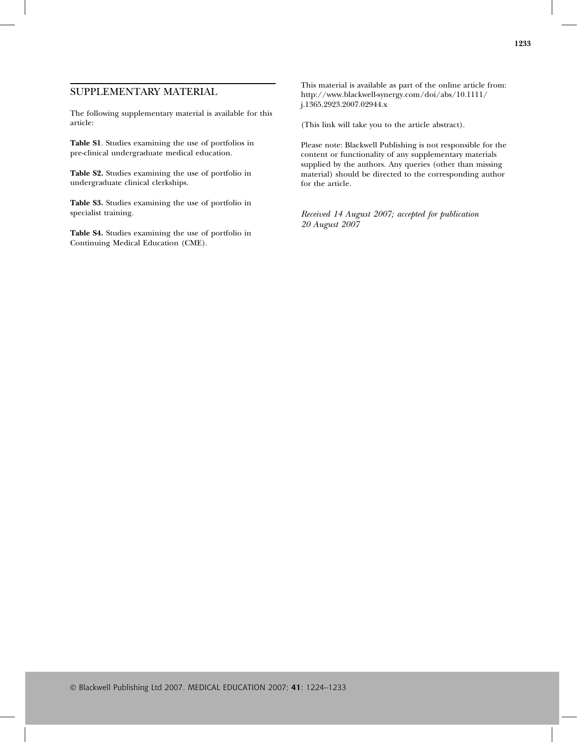## SUPPLEMENTARY MATERIAL

The following supplementary material is available for this article:

**Table S1**. Studies examining the use of portfolios in pre-clinical undergraduate medical education.

**Table S2.** Studies examining the use of portfolio in undergraduate clinical clerkships.

**Table S3.** Studies examining the use of portfolio in specialist training.

**Table S4.** Studies examining the use of portfolio in Continuing Medical Education (CME).

This material is available as part of the online article from: http://www.blackwell-synergy.com/doi/abs/10.1111/j.1365.2923.2007.02944.x

(This link will take you to the article abstract).

Please note: Blackwell Publishing is not responsible for the content or functionality of any supplementary materials supplied by the authors. Any queries (other than missing material) should be directed to the corresponding author for the article.

*Received 14 August 2007; accepted for publication 20 August 2007*